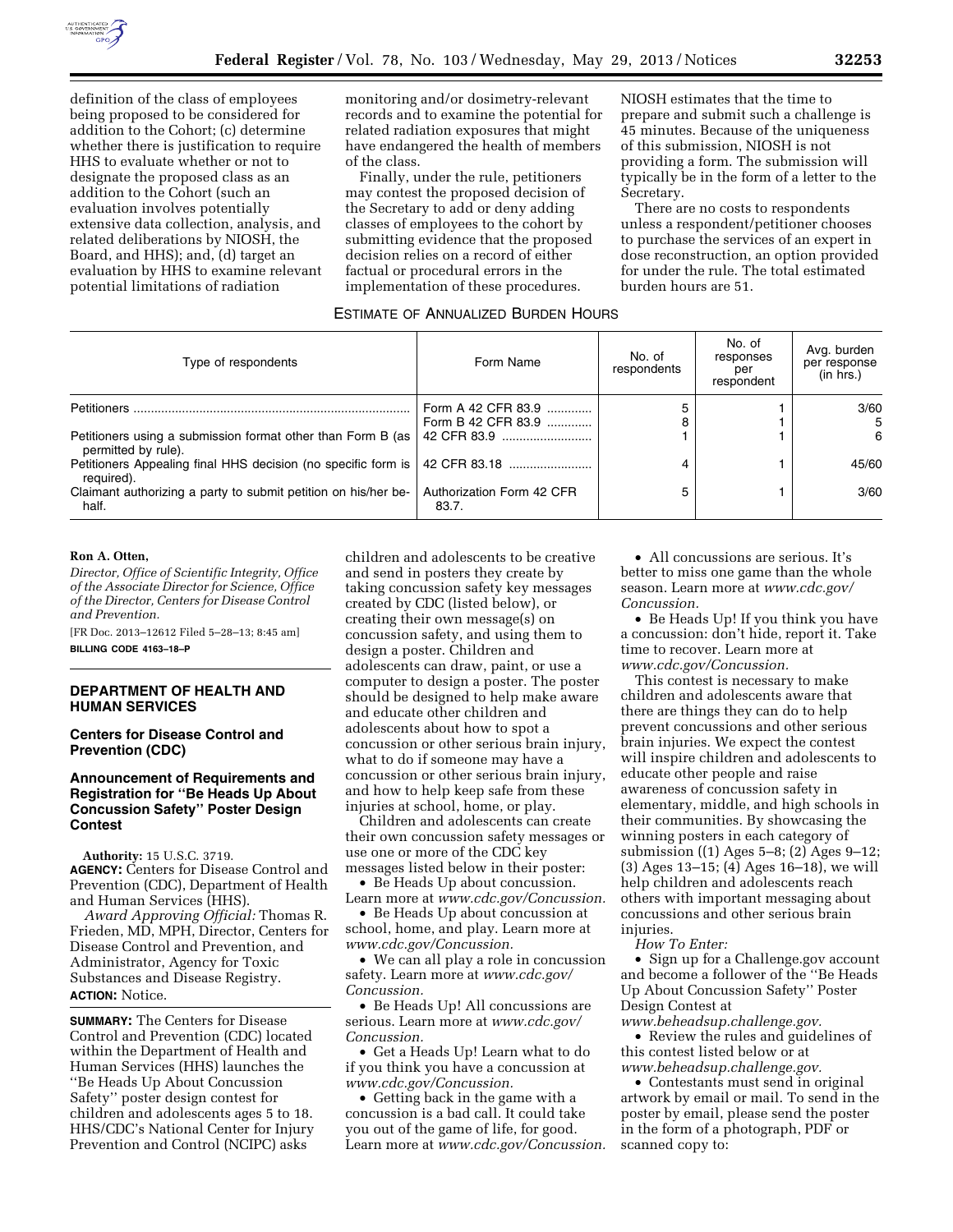definition of the class of employees being proposed to be considered for addition to the Cohort; (c) determine whether there is justification to require HHS to evaluate whether or not to designate the proposed class as an addition to the Cohort (such an evaluation involves potentially extensive data collection, analysis, and related deliberations by NIOSH, the Board, and HHS); and, (d) target an evaluation by HHS to examine relevant potential limitations of radiation monitoring and/or dosimetry-relevant records and to examine the potential for related radiation exposures that might have endangered the health of members of the class.

Finally, under the rule, petitioners may contest the proposed decision of the Secretary to add or deny adding classes of employees to the cohort by submitting evidence that the proposed decision relies on a record of either factual or procedural errors in the implementation of these procedures. NIOSH estimates that the time to prepare and submit such a challenge is 45 minutes. Because of the uniqueness of this submission, NIOSH is not providing a form. The submission will typically be in the form of a letter to the Secretary.

There are no costs to respondents unless a respondent/petitioner chooses to purchase the services of an expert in dose reconstruction, an option provided for under the rule. The total estimated burden hours are 51.

ESTIMATE OF ANNUALIZED BURDEN HOURS

| Type of respondents | Form Name | No. of respondents | No. of responses per respondent | Avg. burden per response (in hrs.) |
|---|---|---|---|---|
| Petitioners | Form A 42 CFR 83.9 | 5 | 1 | 3/60 |
| | Form B 42 CFR 83.9 | 8 | 1 | 5 |
| Petitioners using a submission format other than Form B (as permitted by rule). | 42 CFR 83.9 | 1 | 1 | 6 |
| Petitioners Appealing final HHS decision (no specific form is required). | 42 CFR 83.18 | 4 | 1 | 45/60 |
| Claimant authorizing a party to submit petition on his/her behalf. | Authorization Form 42 CFR 83.7. | 5 | 1 | 3/60 |

**Ron A. Otten,**

*Director, Office of Scientific Integrity, Office of the Associate Director for Science, Office of the Director, Centers for Disease Control and Prevention.*

[FR Doc. 2013–12612 Filed 5–28–13; 8:45 am]

**BILLING CODE 4163–18–P**

## DEPARTMENT OF HEALTH AND HUMAN SERVICES

### Centers for Disease Control and Prevention (CDC)

### Announcement of Requirements and Registration for ''Be Heads Up About Concussion Safety'' Poster Design Contest

**Authority:** 15 U.S.C. 3719.

**AGENCY:** Centers for Disease Control and Prevention (CDC), Department of Health and Human Services (HHS).

*Award Approving Official:* Thomas R. Frieden, MD, MPH, Director, Centers for Disease Control and Prevention, and Administrator, Agency for Toxic Substances and Disease Registry.

**ACTION:** Notice.

**SUMMARY:** The Centers for Disease Control and Prevention (CDC) located within the Department of Health and Human Services (HHS) launches the ''Be Heads Up About Concussion Safety'' poster design contest for children and adolescents ages 5 to 18. HHS/CDC's National Center for Injury Prevention and Control (NCIPC) asks children and adolescents to be creative and send in posters they create by taking concussion safety key messages created by CDC (listed below), or creating their own message(s) on concussion safety, and using them to design a poster. Children and adolescents can draw, paint, or use a computer to design a poster. The poster should be designed to help make aware and educate other children and adolescents about how to spot a concussion or other serious brain injury, what to do if someone may have a concussion or other serious brain injury, and how to help keep safe from these injuries at school, home, or play.

Children and adolescents can create their own concussion safety messages or use one or more of the CDC key messages listed below in their poster:

- Be Heads Up about concussion. Learn more at *www.cdc.gov/Concussion.*
- Be Heads Up about concussion at school, home, and play. Learn more at *www.cdc.gov/Concussion.*
- We can all play a role in concussion safety. Learn more at *www.cdc.gov/Concussion.*
- Be Heads Up! All concussions are serious. Learn more at *www.cdc.gov/Concussion.*
- Get a Heads Up! Learn what to do if you think you have a concussion at *www.cdc.gov/Concussion.*
- Getting back in the game with a concussion is a bad call. It could take you out of the game of life, for good. Learn more at *www.cdc.gov/Concussion.*
- All concussions are serious. It's better to miss one game than the whole season. Learn more at *www.cdc.gov/Concussion.*
- Be Heads Up! If you think you have a concussion: don't hide, report it. Take time to recover. Learn more at *www.cdc.gov/Concussion.*

This contest is necessary to make children and adolescents aware that there are things they can do to help prevent concussions and other serious brain injuries. We expect the contest will inspire children and adolescents to educate other people and raise awareness of concussion safety in elementary, middle, and high schools in their communities. By showcasing the winning posters in each category of submission ((1) Ages 5–8; (2) Ages 9–12; (3) Ages 13–15; (4) Ages 16–18), we will help children and adolescents reach others with important messaging about concussions and other serious brain injuries.

*How To Enter:*

- Sign up for a Challenge.gov account and become a follower of the ''Be Heads Up About Concussion Safety'' Poster Design Contest at *www.beheadsup.challenge.gov.*
- Review the rules and guidelines of this contest listed below or at *www.beheadsup.challenge.gov.*
- Contestants must send in original artwork by email or mail. To send in the poster by email, please send the poster in the form of a photograph, PDF or scanned copy to: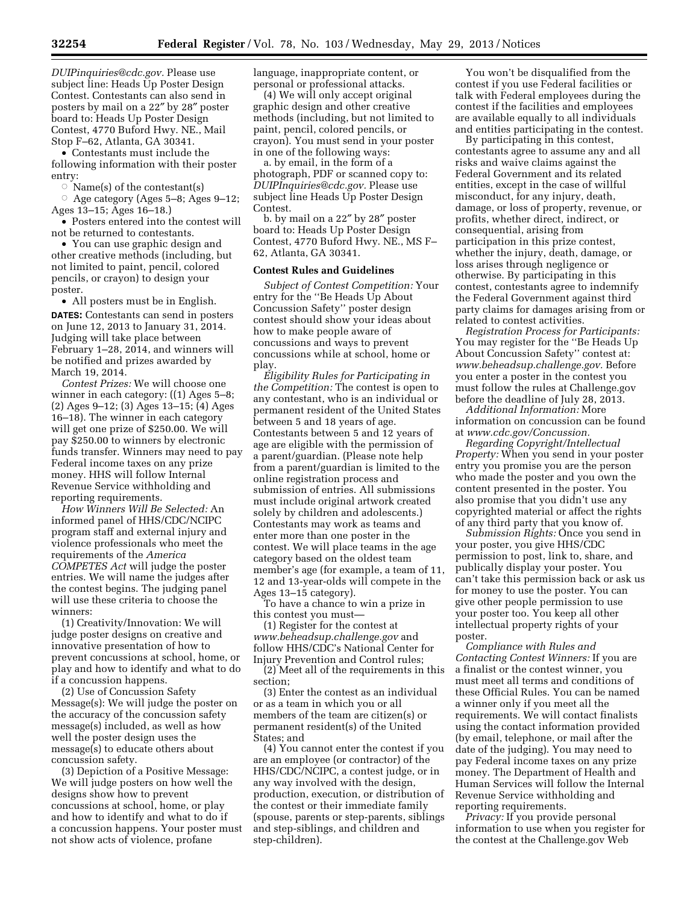*DUIPinquiries@cdc.gov.* Please use subject line: Heads Up Poster Design Contest. Contestants can also send in posters by mail on a 22″ by 28″ poster board to: Heads Up Poster Design Contest, 4770 Buford Hwy. NE., Mail Stop F–62, Atlanta, GA 30341.

- Contestants must include the following information with their poster entry:
  - Name(s) of the contestant(s)
  - Age category (Ages 5–8; Ages 9–12; Ages 13–15; Ages 16–18.)
- Posters entered into the contest will not be returned to contestants.
- You can use graphic design and other creative methods (including, but not limited to paint, pencil, colored pencils, or crayon) to design your poster.
- All posters must be in English.

**DATES:** Contestants can send in posters on June 12, 2013 to January 31, 2014. Judging will take place between February 1–28, 2014, and winners will be notified and prizes awarded by March 19, 2014.

*Contest Prizes:* We will choose one winner in each category: ((1) Ages 5–8; (2) Ages 9–12; (3) Ages 13–15; (4) Ages 16–18). The winner in each category will get one prize of $250.00. We will pay $250.00 to winners by electronic funds transfer. Winners may need to pay Federal income taxes on any prize money. HHS will follow Internal Revenue Service withholding and reporting requirements.

*How Winners Will Be Selected:* An informed panel of HHS/CDC/NCIPC program staff and external injury and violence professionals who meet the requirements of the *America COMPETES Act* will judge the poster entries. We will name the judges after the contest begins. The judging panel will use these criteria to choose the winners:

(1) Creativity/Innovation: We will judge poster designs on creative and innovative presentation of how to prevent concussions at school, home, or play and how to identify and what to do if a concussion happens.

(2) Use of Concussion Safety Message(s): We will judge the poster on the accuracy of the concussion safety message(s) included, as well as how well the poster design uses the message(s) to educate others about concussion safety.

(3) Depiction of a Positive Message: We will judge posters on how well the designs show how to prevent concussions at school, home, or play and how to identify and what to do if a concussion happens. Your poster must not show acts of violence, profane language, inappropriate content, or personal or professional attacks.

(4) We will only accept original graphic design and other creative methods (including, but not limited to paint, pencil, colored pencils, or crayon). You must send in your poster in one of the following ways:

a. by email, in the form of a photograph, PDF or scanned copy to: *DUIPInquiries@cdc.gov.* Please use subject line Heads Up Poster Design Contest.

b. by mail on a 22″ by 28″ poster board to: Heads Up Poster Design Contest, 4770 Buford Hwy. NE., MS F–62, Atlanta, GA 30341.

**Contest Rules and Guidelines**

*Subject of Contest Competition:* Your entry for the ''Be Heads Up About Concussion Safety'' poster design contest should show your ideas about how to make people aware of concussions and ways to prevent concussions while at school, home or play.

*Eligibility Rules for Participating in the Competition:* The contest is open to any contestant, who is an individual or permanent resident of the United States between 5 and 18 years of age. Contestants between 5 and 12 years of age are eligible with the permission of a parent/guardian. (Please note help from a parent/guardian is limited to the online registration process and submission of entries. All submissions must include original artwork created solely by children and adolescents.) Contestants may work as teams and enter more than one poster in the contest. We will place teams in the age category based on the oldest team member's age (for example, a team of 11, 12 and 13-year-olds will compete in the Ages 13–15 category).

To have a chance to win a prize in this contest you must—

(1) Register for the contest at *www.beheadsup.challenge.gov* and follow HHS/CDC's National Center for Injury Prevention and Control rules;

(2) Meet all of the requirements in this section;

(3) Enter the contest as an individual or as a team in which you or all members of the team are citizen(s) or permanent resident(s) of the United States; and

(4) You cannot enter the contest if you are an employee (or contractor) of the HHS/CDC/NCIPC, a contest judge, or in any way involved with the design, production, execution, or distribution of the contest or their immediate family (spouse, parents or step-parents, siblings and step-siblings, and children and step-children).

You won't be disqualified from the contest if you use Federal facilities or talk with Federal employees during the contest if the facilities and employees are available equally to all individuals and entities participating in the contest.

By participating in this contest, contestants agree to assume any and all risks and waive claims against the Federal Government and its related entities, except in the case of willful misconduct, for any injury, death, damage, or loss of property, revenue, or profits, whether direct, indirect, or consequential, arising from participation in this prize contest, whether the injury, death, damage, or loss arises through negligence or otherwise. By participating in this contest, contestants agree to indemnify the Federal Government against third party claims for damages arising from or related to contest activities.

*Registration Process for Participants:* You may register for the ''Be Heads Up About Concussion Safety'' contest at: *www.beheadsup.challenge.gov.* Before you enter a poster in the contest you must follow the rules at Challenge.gov before the deadline of July 28, 2013.

*Additional Information:* More information on concussion can be found at *www.cdc.gov/Concussion.*

*Regarding Copyright/Intellectual Property:* When you send in your poster entry you promise you are the person who made the poster and you own the content presented in the poster. You also promise that you didn't use any copyrighted material or affect the rights of any third party that you know of.

*Submission Rights:* Once you send in your poster, you give HHS/CDC permission to post, link to, share, and publically display your poster. You can't take this permission back or ask us for money to use the poster. You can give other people permission to use your poster too. You keep all other intellectual property rights of your poster.

*Compliance with Rules and Contacting Contest Winners:* If you are a finalist or the contest winner, you must meet all terms and conditions of these Official Rules. You can be named a winner only if you meet all the requirements. We will contact finalists using the contact information provided (by email, telephone, or mail after the date of the judging). You may need to pay Federal income taxes on any prize money. The Department of Health and Human Services will follow the Internal Revenue Service withholding and reporting requirements.

*Privacy:* If you provide personal information to use when you register for the contest at the Challenge.gov Web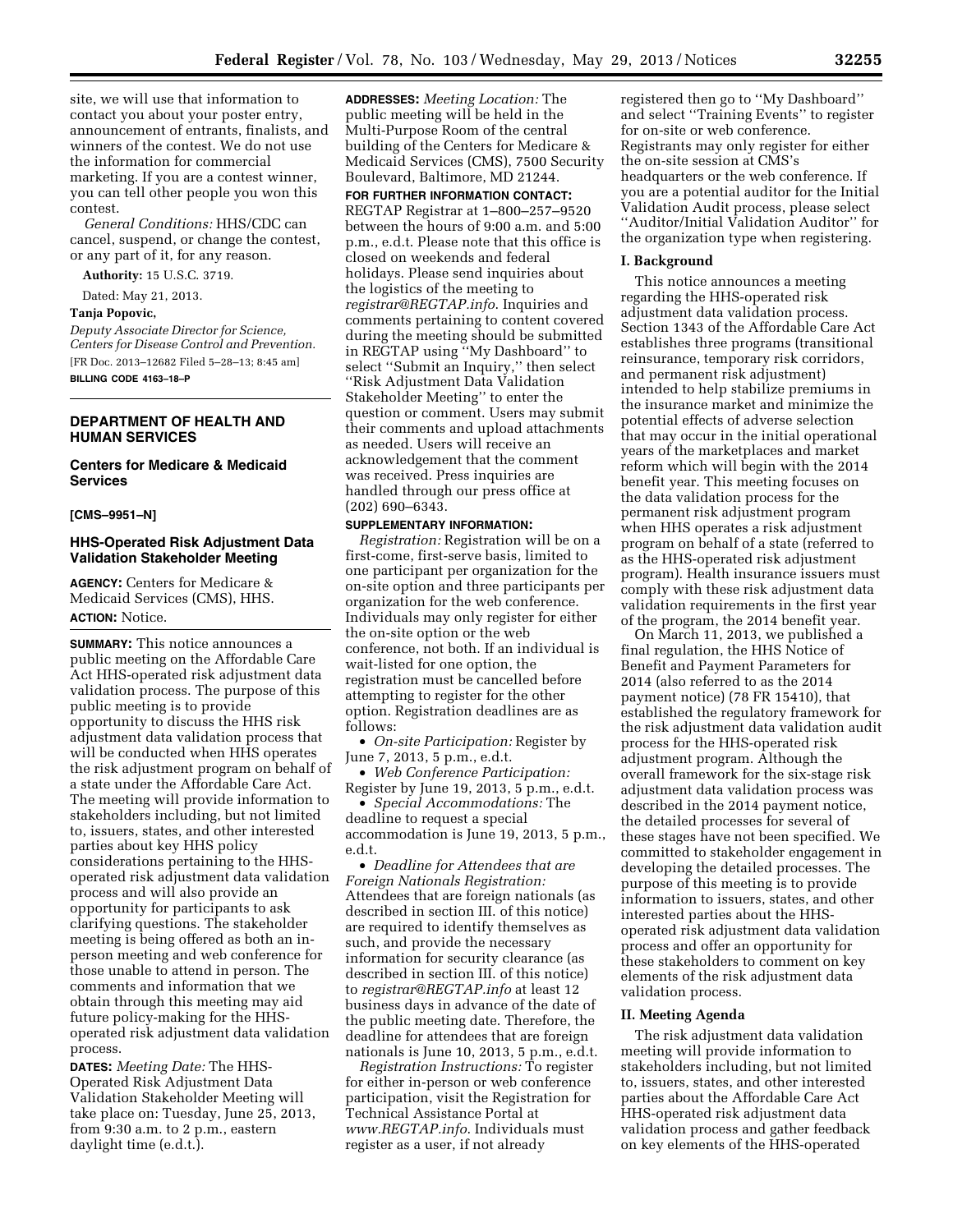site, we will use that information to contact you about your poster entry, announcement of entrants, finalists, and winners of the contest. We do not use the information for commercial marketing. If you are a contest winner, you can tell other people you won this contest.

*General Conditions:* HHS/CDC can cancel, suspend, or change the contest, or any part of it, for any reason.

**Authority:** 15 U.S.C. 3719.

Dated: May 21, 2013.

**Tanja Popovic,**

*Deputy Associate Director for Science, Centers for Disease Control and Prevention.*

[FR Doc. 2013–12682 Filed 5–28–13; 8:45 am]

**BILLING CODE 4163–18–P**

## DEPARTMENT OF HEALTH AND HUMAN SERVICES

### Centers for Medicare & Medicaid Services

**[CMS–9951–N]**

### HHS-Operated Risk Adjustment Data Validation Stakeholder Meeting

**AGENCY:** Centers for Medicare & Medicaid Services (CMS), HHS.

**ACTION:** Notice.

**SUMMARY:** This notice announces a public meeting on the Affordable Care Act HHS-operated risk adjustment data validation process. The purpose of this public meeting is to provide opportunity to discuss the HHS risk adjustment data validation process that will be conducted when HHS operates the risk adjustment program on behalf of a state under the Affordable Care Act. The meeting will provide information to stakeholders including, but not limited to, issuers, states, and other interested parties about key HHS policy considerations pertaining to the HHS-operated risk adjustment data validation process and will also provide an opportunity for participants to ask clarifying questions. The stakeholder meeting is being offered as both an in-person meeting and web conference for those unable to attend in person. The comments and information that we obtain through this meeting may aid future policy-making for the HHS-operated risk adjustment data validation process.

**DATES:** *Meeting Date:* The HHS-Operated Risk Adjustment Data Validation Stakeholder Meeting will take place on: Tuesday, June 25, 2013, from 9:30 a.m. to 2 p.m., eastern daylight time (e.d.t.).

**ADDRESSES:** *Meeting Location:* The public meeting will be held in the Multi-Purpose Room of the central building of the Centers for Medicare & Medicaid Services (CMS), 7500 Security Boulevard, Baltimore, MD 21244.

**FOR FURTHER INFORMATION CONTACT:** REGTAP Registrar at 1–800–257–9520 between the hours of 9:00 a.m. and 5:00 p.m., e.d.t. Please note that this office is closed on weekends and federal holidays. Please send inquiries about the logistics of the meeting to *registrar@REGTAP.info*. Inquiries and comments pertaining to content covered during the meeting should be submitted in REGTAP using ''My Dashboard'' to select ''Submit an Inquiry,'' then select ''Risk Adjustment Data Validation Stakeholder Meeting'' to enter the question or comment. Users may submit their comments and upload attachments as needed. Users will receive an acknowledgement that the comment was received. Press inquiries are handled through our press office at (202) 690–6343.

**SUPPLEMENTARY INFORMATION:**

*Registration:* Registration will be on a first-come, first-serve basis, limited to one participant per organization for the on-site option and three participants per organization for the web conference. Individuals may only register for either the on-site option or the web conference, not both. If an individual is wait-listed for one option, the registration must be cancelled before attempting to register for the other option. Registration deadlines are as follows:

- *On-site Participation:* Register by June 7, 2013, 5 p.m., e.d.t.
- *Web Conference Participation:* Register by June 19, 2013, 5 p.m., e.d.t.
- *Special Accommodations:* The deadline to request a special accommodation is June 19, 2013, 5 p.m., e.d.t.
- *Deadline for Attendees that are Foreign Nationals Registration:* Attendees that are foreign nationals (as described in section III. of this notice) are required to identify themselves as such, and provide the necessary information for security clearance (as described in section III. of this notice) to *registrar@REGTAP.info* at least 12 business days in advance of the date of the public meeting date. Therefore, the deadline for attendees that are foreign nationals is June 10, 2013, 5 p.m., e.d.t.

*Registration Instructions:* To register for either in-person or web conference participation, visit the Registration for Technical Assistance Portal at *www.REGTAP.info*. Individuals must register as a user, if not already registered then go to ''My Dashboard'' and select ''Training Events'' to register for on-site or web conference. Registrants may only register for either the on-site session at CMS's headquarters or the web conference. If you are a potential auditor for the Initial Validation Audit process, please select ''Auditor/Initial Validation Auditor'' for the organization type when registering.

## I. Background

This notice announces a meeting regarding the HHS-operated risk adjustment data validation process. Section 1343 of the Affordable Care Act establishes three programs (transitional reinsurance, temporary risk corridors, and permanent risk adjustment) intended to help stabilize premiums in the insurance market and minimize the potential effects of adverse selection that may occur in the initial operational years of the marketplaces and market reform which will begin with the 2014 benefit year. This meeting focuses on the data validation process for the permanent risk adjustment program when HHS operates a risk adjustment program on behalf of a state (referred to as the HHS-operated risk adjustment program). Health insurance issuers must comply with these risk adjustment data validation requirements in the first year of the program, the 2014 benefit year.

On March 11, 2013, we published a final regulation, the HHS Notice of Benefit and Payment Parameters for 2014 (also referred to as the 2014 payment notice) (78 FR 15410), that established the regulatory framework for the risk adjustment data validation audit process for the HHS-operated risk adjustment program. Although the overall framework for the six-stage risk adjustment data validation process was described in the 2014 payment notice, the detailed processes for several of these stages have not been specified. We committed to stakeholder engagement in developing the detailed processes. The purpose of this meeting is to provide information to issuers, states, and other interested parties about the HHS-operated risk adjustment data validation process and offer an opportunity for these stakeholders to comment on key elements of the risk adjustment data validation process.

## II. Meeting Agenda

The risk adjustment data validation meeting will provide information to stakeholders including, but not limited to, issuers, states, and other interested parties about the Affordable Care Act HHS-operated risk adjustment data validation process and gather feedback on key elements of the HHS-operated